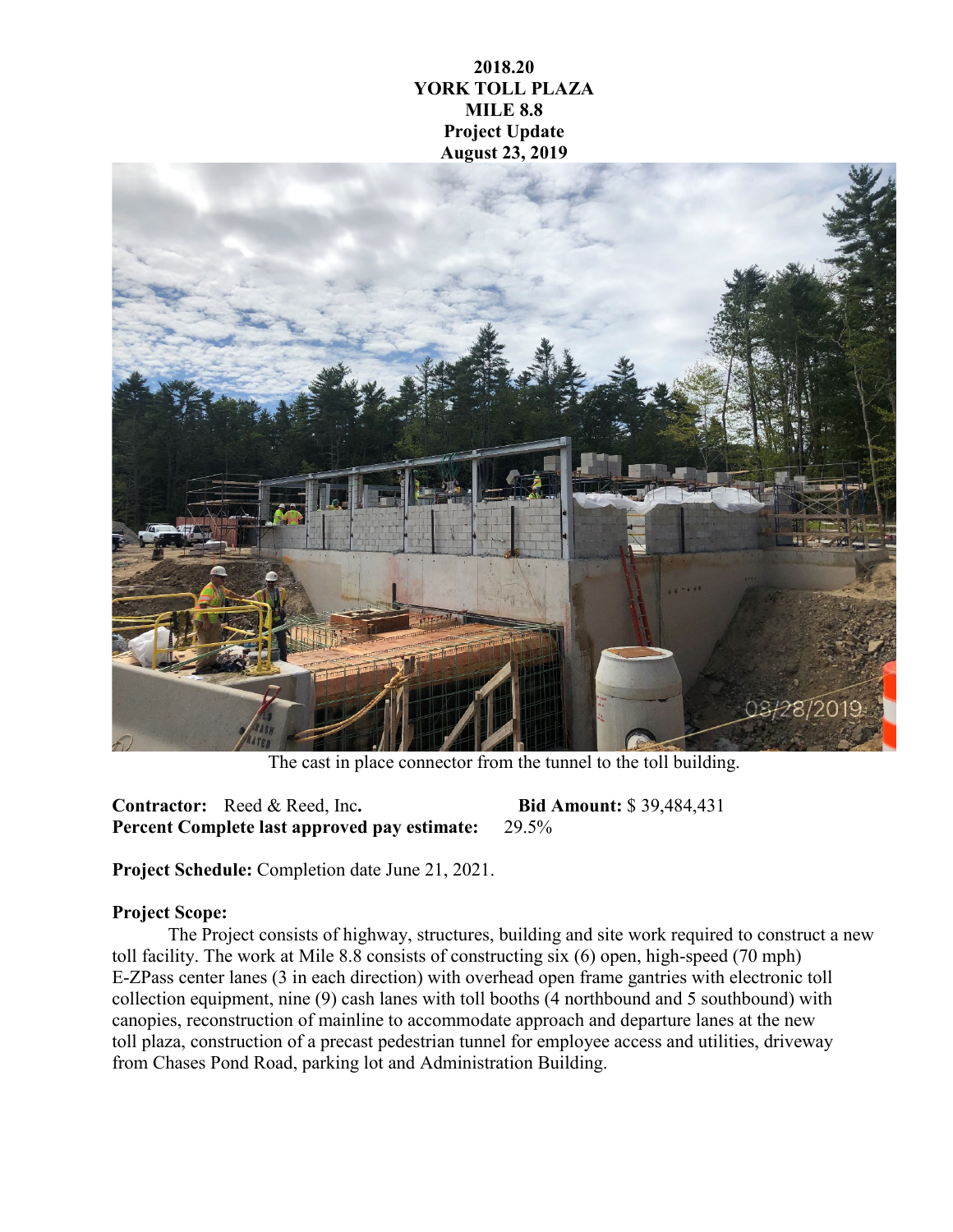**2018.20**
**YORK TOLL PLAZA**
**MILE 8.8**
**Project Update**
**August 23, 2019**

The cast in place connector from the tunnel to the toll building.

**Contractor:** Reed & Reed, Inc. **Bid Amount:** $ 39,484,431
**Percent Complete last approved pay estimate:** 29.5%

**Project Schedule:** Completion date June 21, 2021.

**Project Scope:**

The Project consists of highway, structures, building and site work required to construct a new toll facility. The work at Mile 8.8 consists of constructing six (6) open, high-speed (70 mph) E-ZPass center lanes (3 in each direction) with overhead open frame gantries with electronic toll collection equipment, nine (9) cash lanes with toll booths (4 northbound and 5 southbound) with canopies, reconstruction of mainline to accommodate approach and departure lanes at the new toll plaza, construction of a precast pedestrian tunnel for employee access and utilities, driveway from Chases Pond Road, parking lot and Administration Building.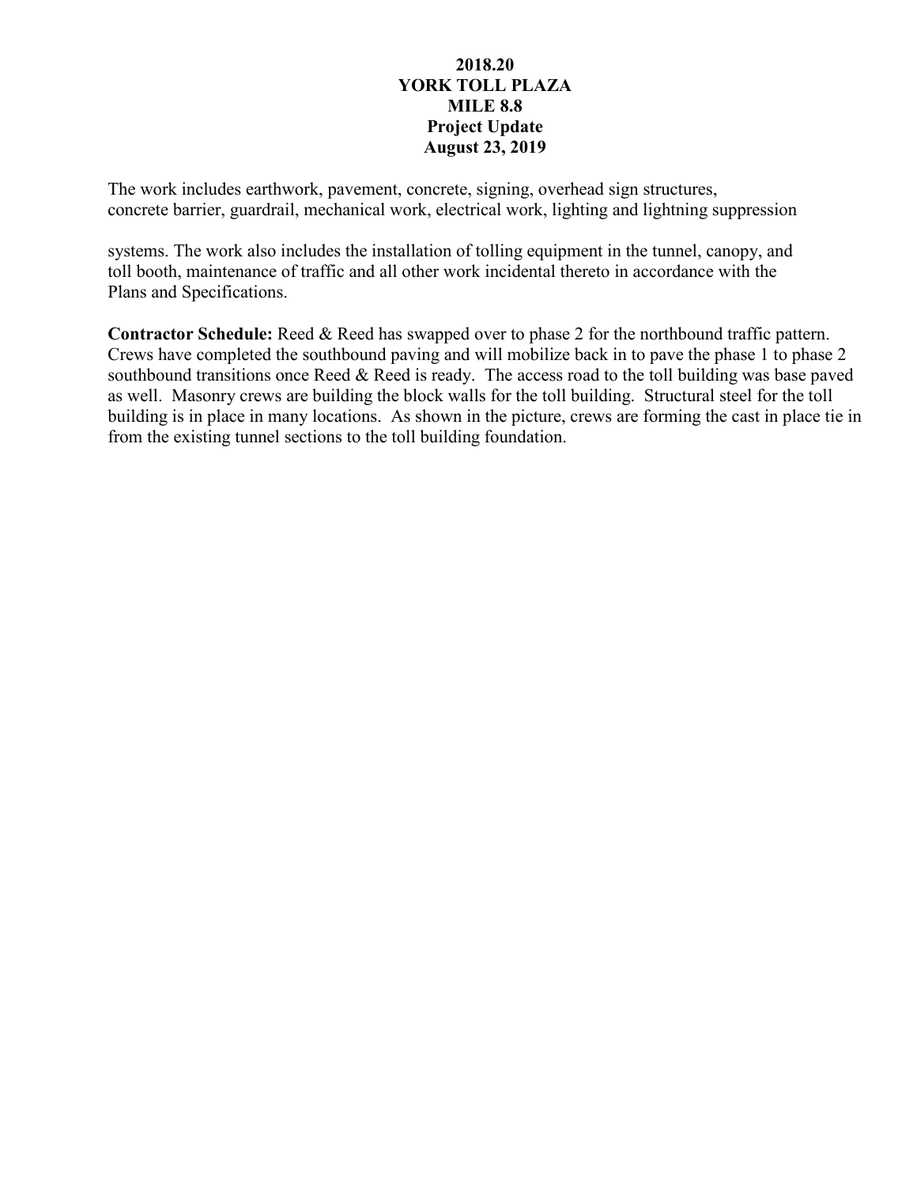**2018.20**
**YORK TOLL PLAZA**
**MILE 8.8**
**Project Update**
**August 23, 2019**

The work includes earthwork, pavement, concrete, signing, overhead sign structures, concrete barrier, guardrail, mechanical work, electrical work, lighting and lightning suppression

systems. The work also includes the installation of tolling equipment in the tunnel, canopy, and toll booth, maintenance of traffic and all other work incidental thereto in accordance with the Plans and Specifications.

**Contractor Schedule:** Reed & Reed has swapped over to phase 2 for the northbound traffic pattern. Crews have completed the southbound paving and will mobilize back in to pave the phase 1 to phase 2 southbound transitions once Reed & Reed is ready. The access road to the toll building was base paved as well. Masonry crews are building the block walls for the toll building. Structural steel for the toll building is in place in many locations. As shown in the picture, crews are forming the cast in place tie in from the existing tunnel sections to the toll building foundation.